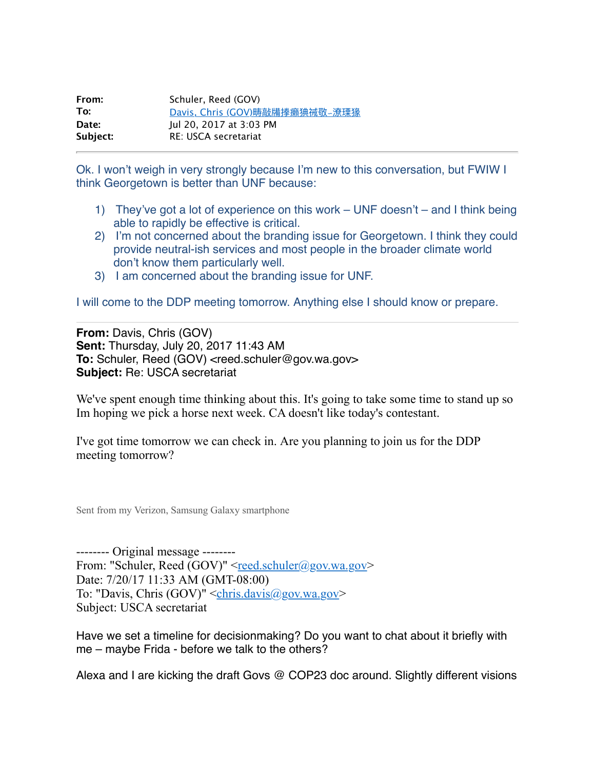| | |
|---|---|
| **From:** | Schuler, Reed (GOV) |
| **To:** | Davis, Chris (GOV)畴敲備撑癞独裓敬–潦璟豫 |
| **Date:** | Jul 20, 2017 at 3:03 PM |
| **Subject:** | RE: USCA secretariat |

---

Ok. I won't weigh in very strongly because I'm new to this conversation, but FWIW I think Georgetown is better than UNF because:

1) They've got a lot of experience on this work – UNF doesn't – and I think being able to rapidly be effective is critical.
2) I'm not concerned about the branding issue for Georgetown. I think they could provide neutral-ish services and most people in the broader climate world don't know them particularly well.
3) I am concerned about the branding issue for UNF.

I will come to the DDP meeting tomorrow. Anything else I should know or prepare.

---

**From:** Davis, Chris (GOV)
**Sent:** Thursday, July 20, 2017 11:43 AM
**To:** Schuler, Reed (GOV) <reed.schuler@gov.wa.gov>
**Subject:** Re: USCA secretariat

We've spent enough time thinking about this. It's going to take some time to stand up so Im hoping we pick a horse next week. CA doesn't like today's contestant.

I've got time tomorrow we can check in. Are you planning to join us for the DDP meeting tomorrow?

Sent from my Verizon, Samsung Galaxy smartphone

-------- Original message --------
From: "Schuler, Reed (GOV)" <reed.schuler@gov.wa.gov>
Date: 7/20/17 11:33 AM (GMT-08:00)
To: "Davis, Chris (GOV)" <chris.davis@gov.wa.gov>
Subject: USCA secretariat

Have we set a timeline for decisionmaking? Do you want to chat about it briefly with me – maybe Frida - before we talk to the others?

Alexa and I are kicking the draft Govs @ COP23 doc around. Slightly different visions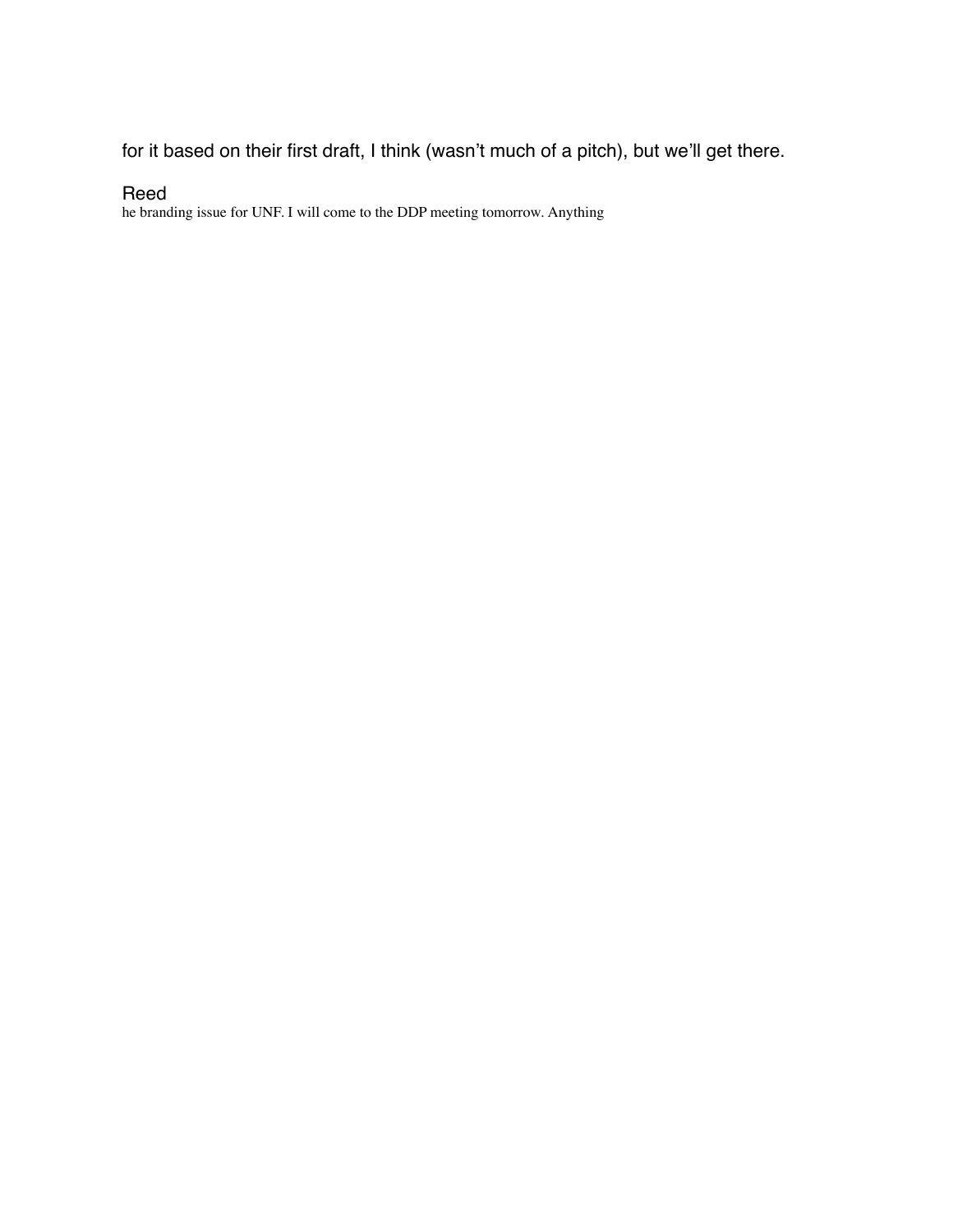for it based on their first draft, I think (wasn't much of a pitch), but we'll get there.

Reed

he branding issue for UNF. I will come to the DDP meeting tomorrow. Anything